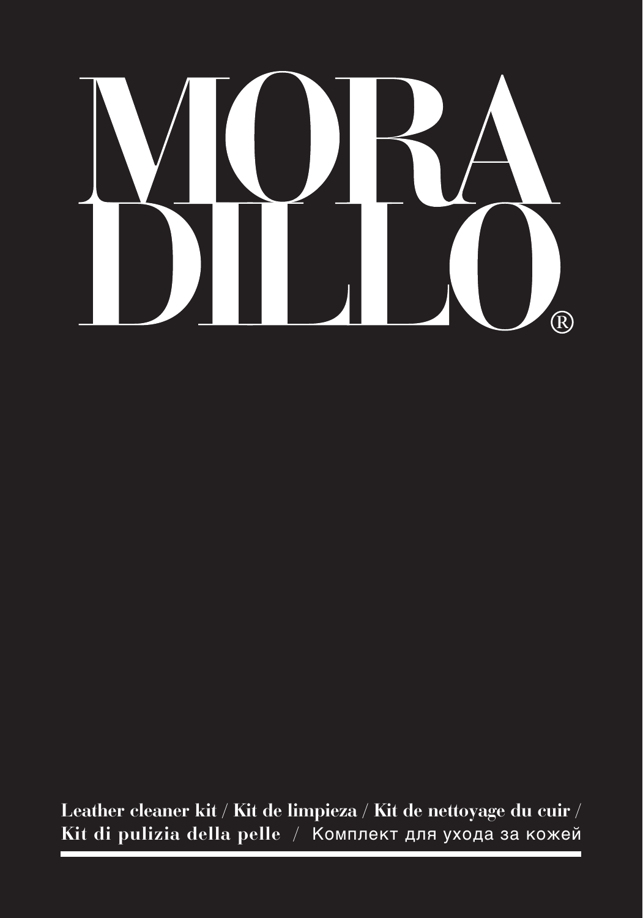# MORA DILLO®

**Leather cleaner kit / Kit de limpieza / Kit de nettoyage du cuir / Kit di pulizia della pelle** / Комплект для ухода за кожей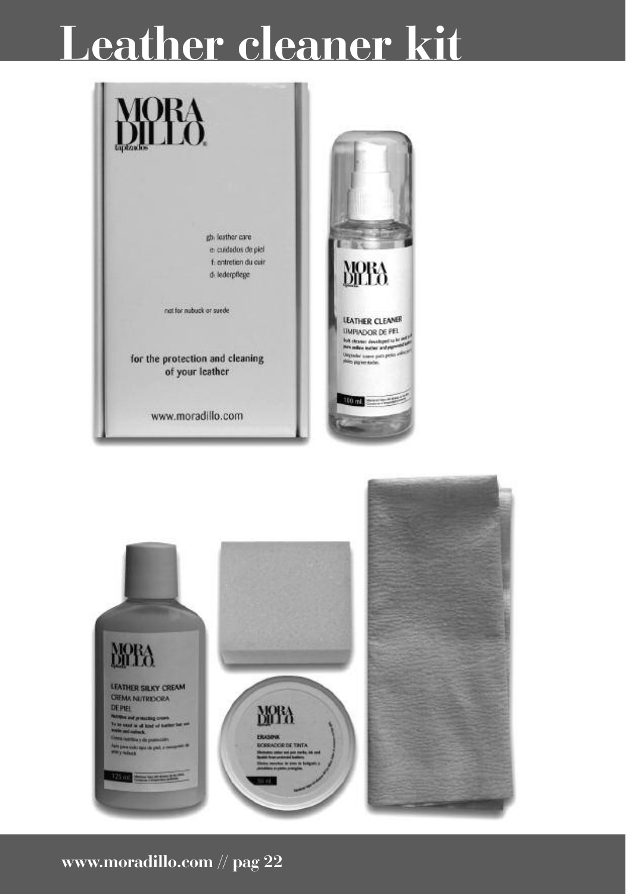# Leather cleaner kit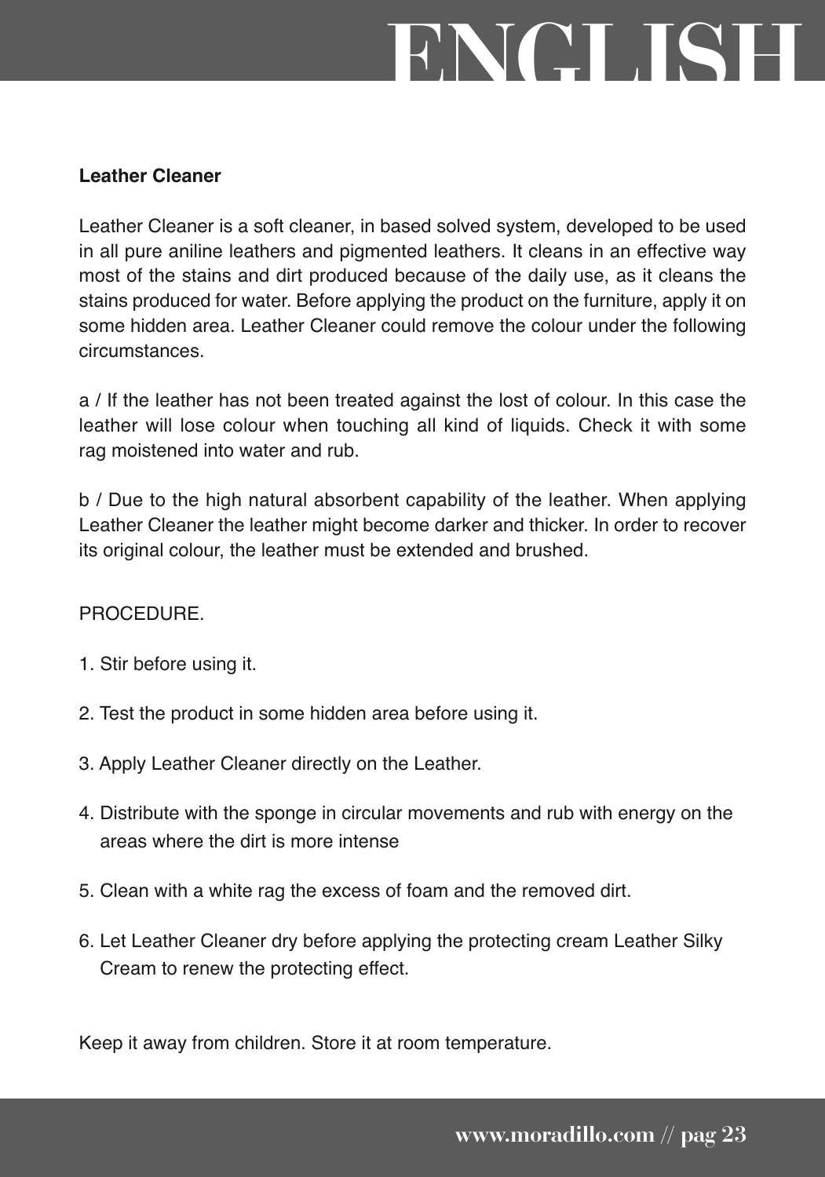# ENGLISH

**Leather Cleaner**

Leather Cleaner is a soft cleaner, in based solved system, developed to be used in all pure aniline leathers and pigmented leathers. It cleans in an effective way most of the stains and dirt produced because of the daily use, as it cleans the stains produced for water. Before applying the product on the furniture, apply it on some hidden area. Leather Cleaner could remove the colour under the following circumstances.

a / If the leather has not been treated against the lost of colour. In this case the leather will lose colour when touching all kind of liquids. Check it with some rag moistened into water and rub.

b / Due to the high natural absorbent capability of the leather. When applying Leather Cleaner the leather might become darker and thicker. In order to recover its original colour, the leather must be extended and brushed.

PROCEDURE.

1. Stir before using it.
2. Test the product in some hidden area before using it.
3. Apply Leather Cleaner directly on the Leather.
4. Distribute with the sponge in circular movements and rub with energy on the areas where the dirt is more intense
5. Clean with a white rag the excess of foam and the removed dirt.
6. Let Leather Cleaner dry before applying the protecting cream Leather Silky Cream to renew the protecting effect.

Keep it away from children. Store it at room temperature.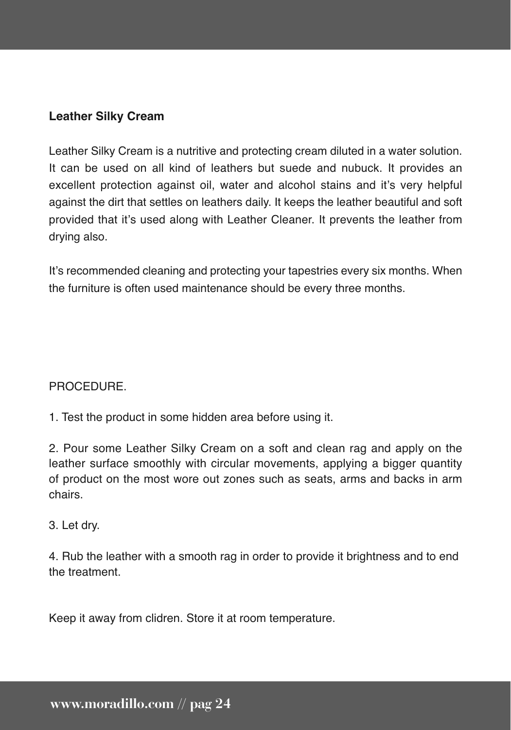## Leather Silky Cream

Leather Silky Cream is a nutritive and protecting cream diluted in a water solution. It can be used on all kind of leathers but suede and nubuck. It provides an excellent protection against oil, water and alcohol stains and it's very helpful against the dirt that settles on leathers daily. It keeps the leather beautiful and soft provided that it's used along with Leather Cleaner. It prevents the leather from drying also.

It's recommended cleaning and protecting your tapestries every six months. When the furniture is often used maintenance should be every three months.

PROCEDURE.

1. Test the product in some hidden area before using it.

2. Pour some Leather Silky Cream on a soft and clean rag and apply on the leather surface smoothly with circular movements, applying a bigger quantity of product on the most wore out zones such as seats, arms and backs in arm chairs.

3. Let dry.

4. Rub the leather with a smooth rag in order to provide it brightness and to end the treatment.

Keep it away from clidren. Store it at room temperature.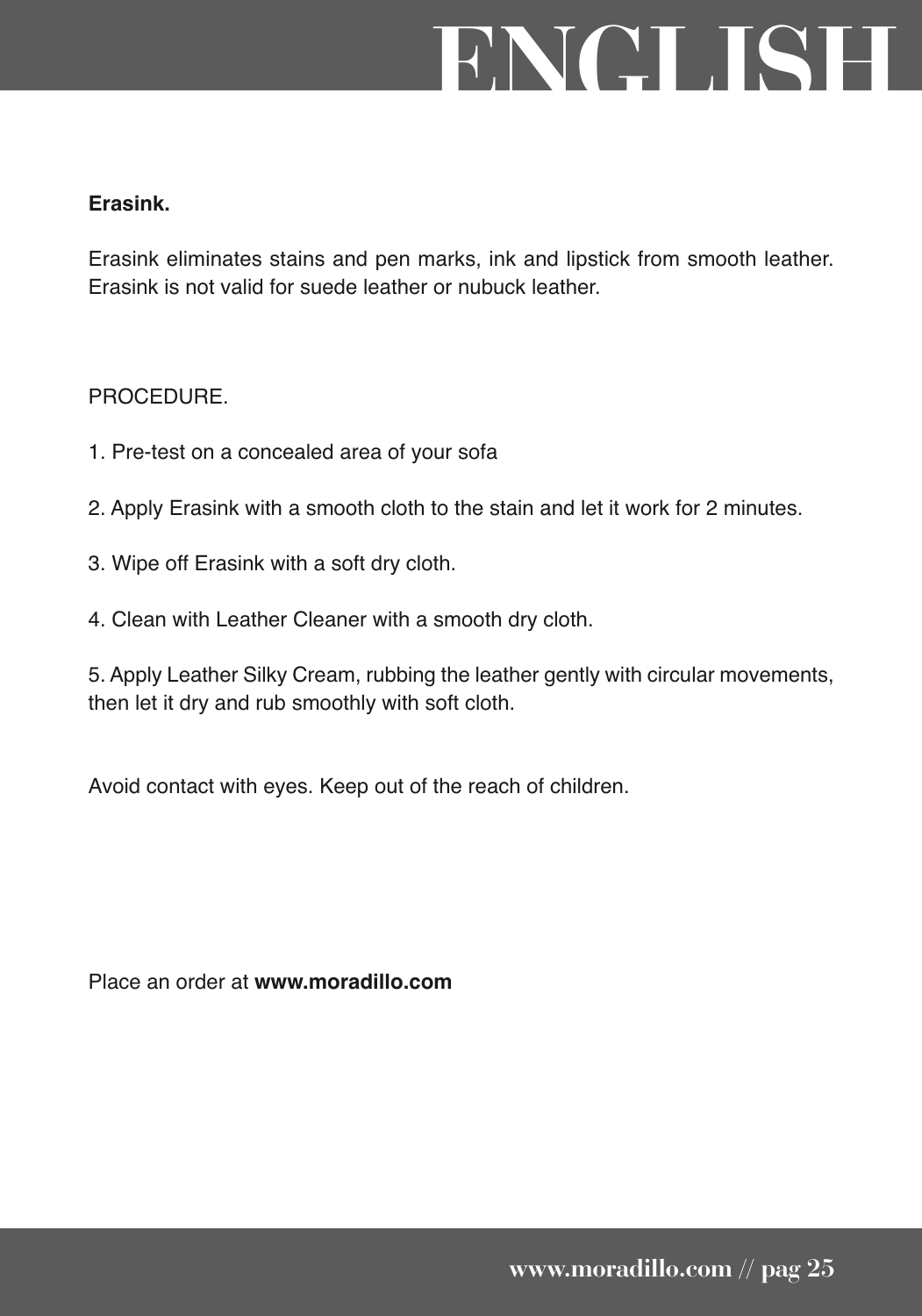# ENGLISH

**Erasink.**

Erasink eliminates stains and pen marks, ink and lipstick from smooth leather. Erasink is not valid for suede leather or nubuck leather.

PROCEDURE.

1. Pre-test on a concealed area of your sofa
2. Apply Erasink with a smooth cloth to the stain and let it work for 2 minutes.
3. Wipe off Erasink with a soft dry cloth.
4. Clean with Leather Cleaner with a smooth dry cloth.
5. Apply Leather Silky Cream, rubbing the leather gently with circular movements, then let it dry and rub smoothly with soft cloth.

Avoid contact with eyes. Keep out of the reach of children.

Place an order at **www.moradillo.com**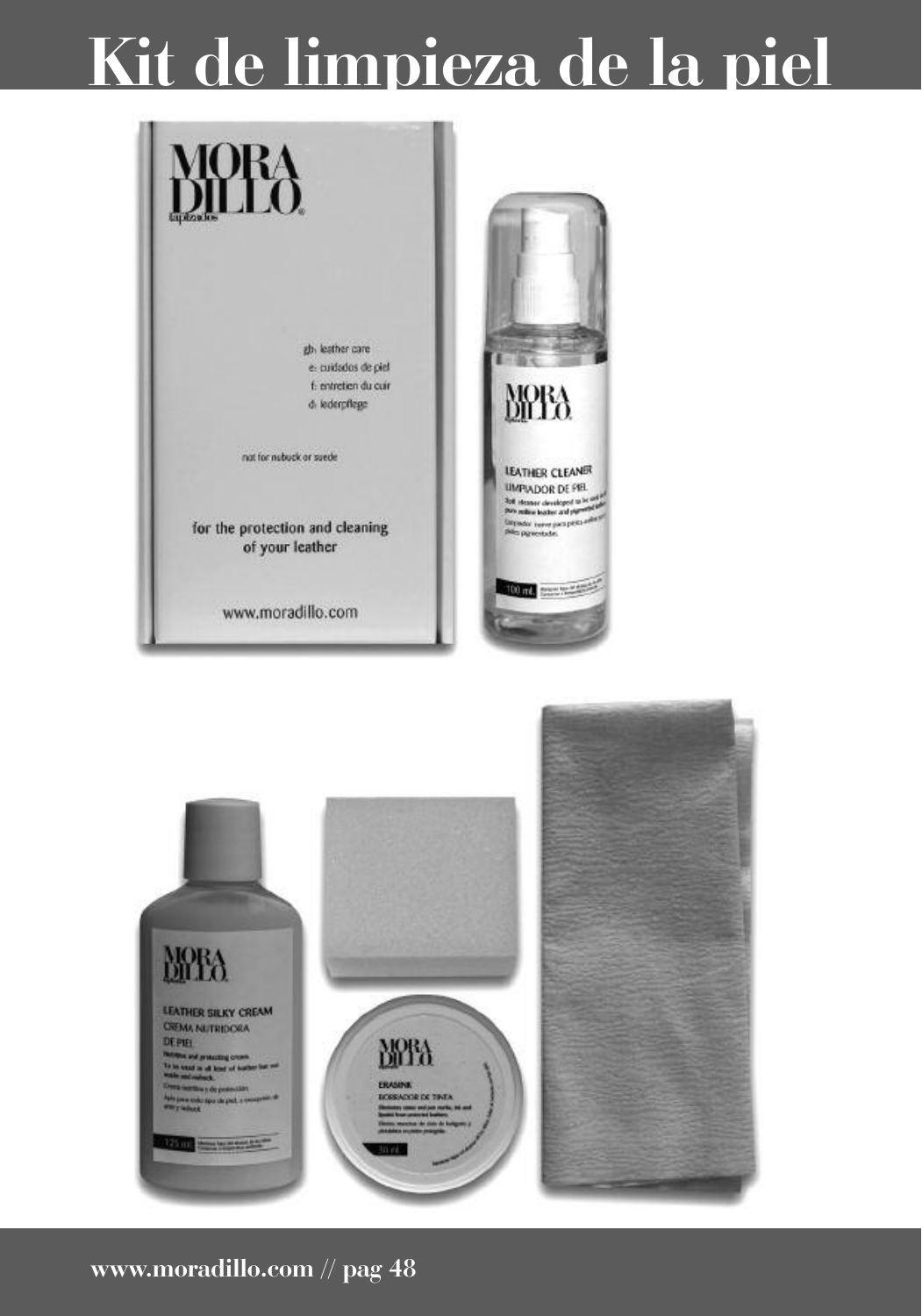# Kit de limpieza de la piel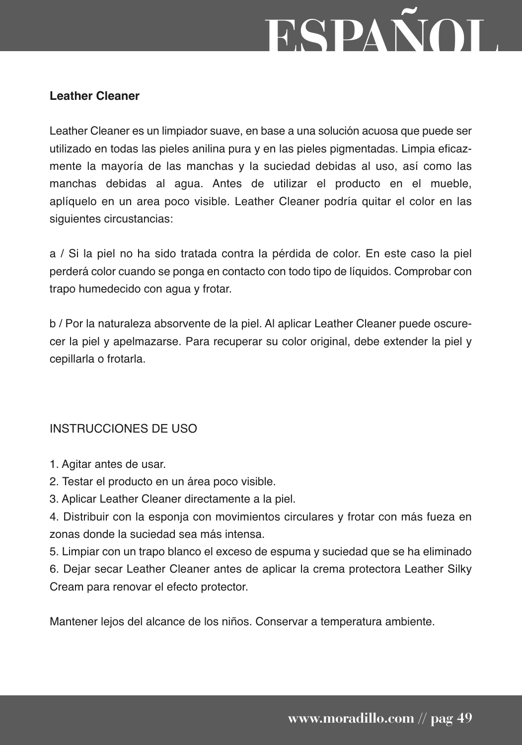**Leather Cleaner**

Leather Cleaner es un limpiador suave, en base a una solución acuosa que puede ser utilizado en todas las pieles anilina pura y en las pieles pigmentadas. Limpia eficazmente la mayoría de las manchas y la suciedad debidas al uso, así como las manchas debidas al agua. Antes de utilizar el producto en el mueble, aplíquelo en un area poco visible. Leather Cleaner podría quitar el color en las siguientes circustancias:

a / Si la piel no ha sido tratada contra la pérdida de color. En este caso la piel perderá color cuando se ponga en contacto con todo tipo de líquidos. Comprobar con trapo humedecido con agua y frotar.

b / Por la naturaleza absorvente de la piel. Al aplicar Leather Cleaner puede oscurecer la piel y apelmazarse. Para recuperar su color original, debe extender la piel y cepillarla o frotarla.

INSTRUCCIONES DE USO

1. Agitar antes de usar.
2. Testar el producto en un área poco visible.
3. Aplicar Leather Cleaner directamente a la piel.
4. Distribuir con la esponja con movimientos circulares y frotar con más fueza en zonas donde la suciedad sea más intensa.
5. Limpiar con un trapo blanco el exceso de espuma y suciedad que se ha eliminado
6. Dejar secar Leather Cleaner antes de aplicar la crema protectora Leather Silky Cream para renovar el efecto protector.

Mantener lejos del alcance de los niños. Conservar a temperatura ambiente.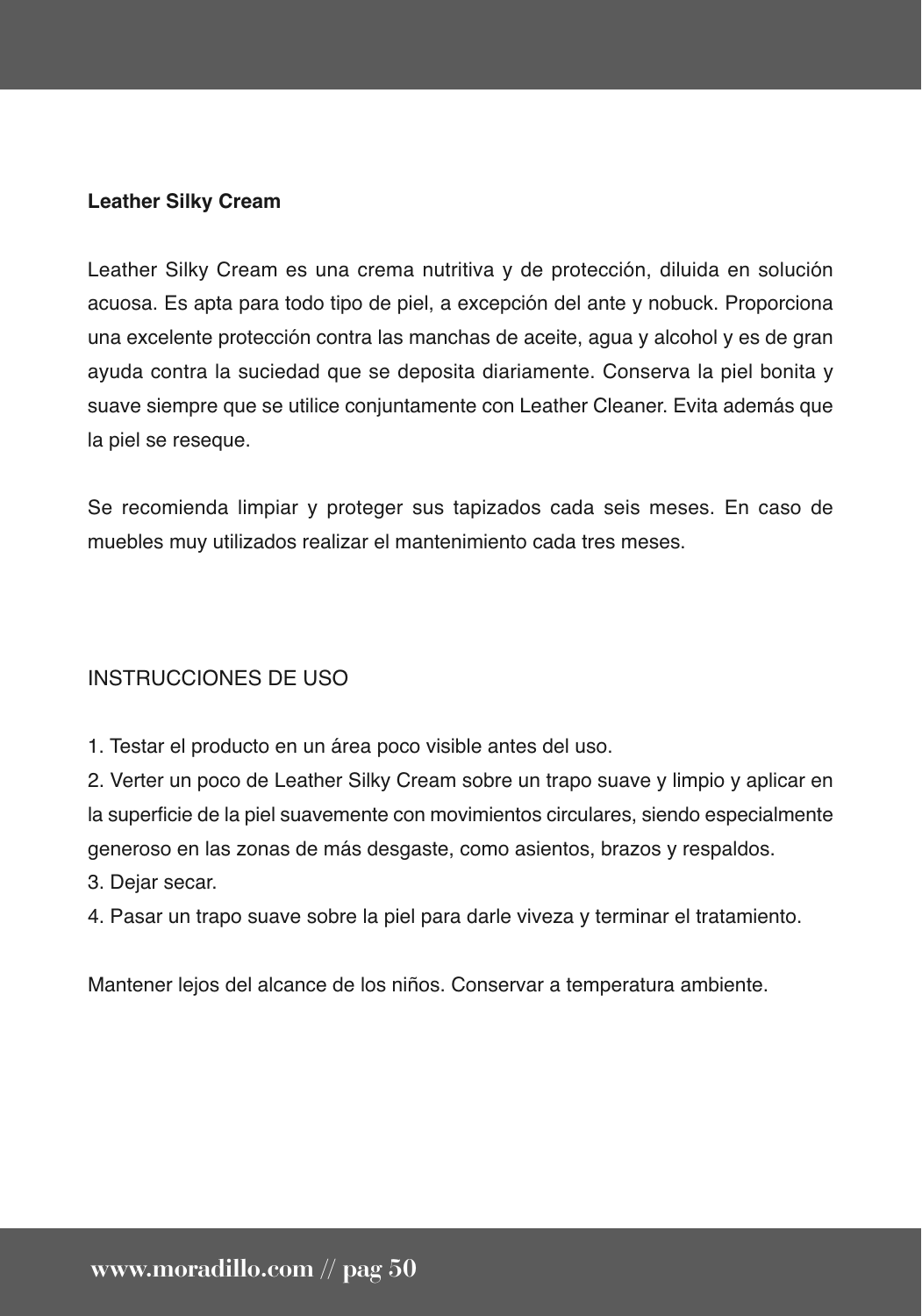## Leather Silky Cream

Leather Silky Cream es una crema nutritiva y de protección, diluida en solución acuosa. Es apta para todo tipo de piel, a excepción del ante y nobuck. Proporciona una excelente protección contra las manchas de aceite, agua y alcohol y es de gran ayuda contra la suciedad que se deposita diariamente. Conserva la piel bonita y suave siempre que se utilice conjuntamente con Leather Cleaner. Evita además que la piel se reseque.

Se recomienda limpiar y proteger sus tapizados cada seis meses. En caso de muebles muy utilizados realizar el mantenimiento cada tres meses.

### INSTRUCCIONES DE USO

1. Testar el producto en un área poco visible antes del uso.
2. Verter un poco de Leather Silky Cream sobre un trapo suave y limpio y aplicar en la superficie de la piel suavemente con movimientos circulares, siendo especialmente generoso en las zonas de más desgaste, como asientos, brazos y respaldos.
3. Dejar secar.
4. Pasar un trapo suave sobre la piel para darle viveza y terminar el tratamiento.

Mantener lejos del alcance de los niños. Conservar a temperatura ambiente.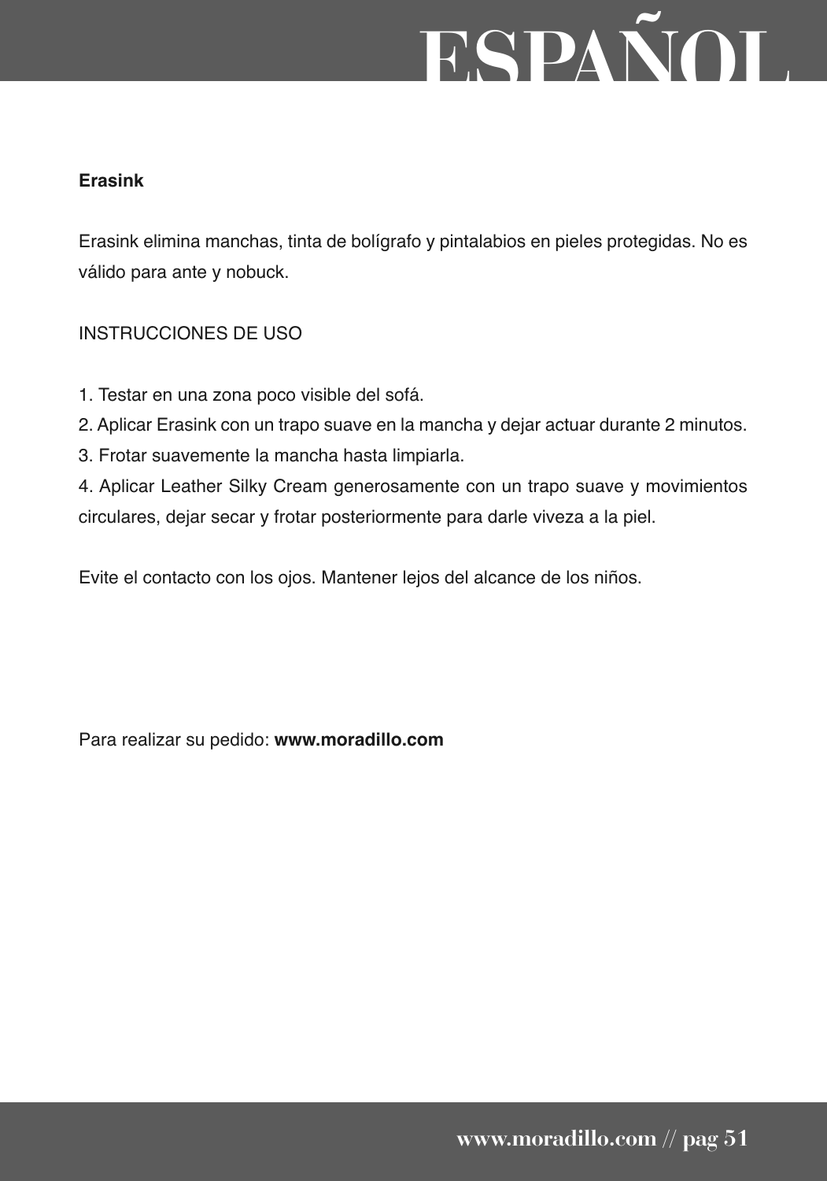# ESPAÑOL

**Erasink**

Erasink elimina manchas, tinta de bolígrafo y pintalabios en pieles protegidas. No es válido para ante y nobuck.

INSTRUCCIONES DE USO

1. Testar en una zona poco visible del sofá.
2. Aplicar Erasink con un trapo suave en la mancha y dejar actuar durante 2 minutos.
3. Frotar suavemente la mancha hasta limpiarla.
4. Aplicar Leather Silky Cream generosamente con un trapo suave y movimientos circulares, dejar secar y frotar posteriormente para darle viveza a la piel.

Evite el contacto con los ojos. Mantener lejos del alcance de los niños.

Para realizar su pedido: **www.moradillo.com**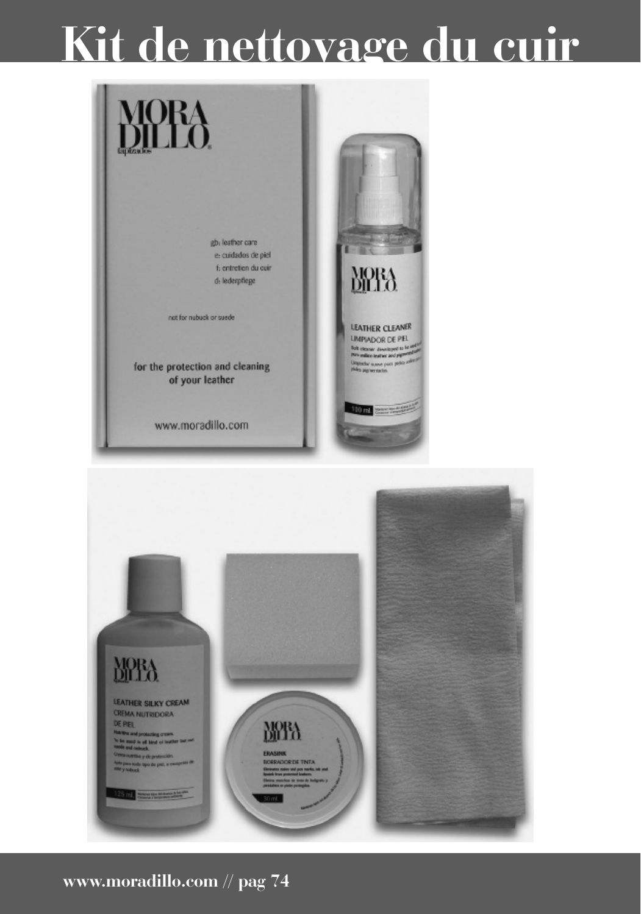# Kit de nettoyage du cuir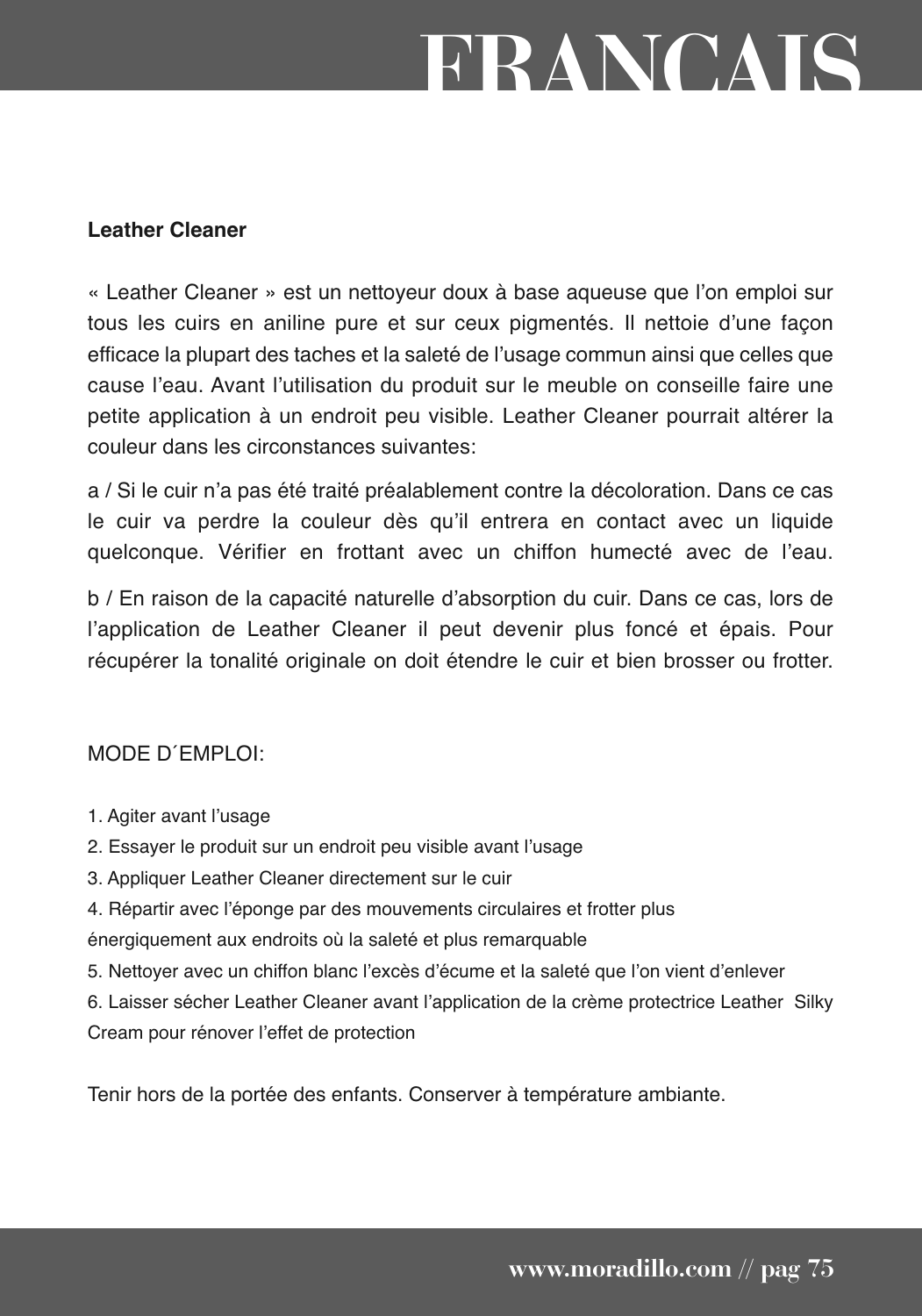# FRANCAIS

**Leather Cleaner**

« Leather Cleaner » est un nettoyeur doux à base aqueuse que l'on emploi sur tous les cuirs en aniline pure et sur ceux pigmentés. Il nettoie d'une façon efficace la plupart des taches et la saleté de l'usage commun ainsi que celles que cause l'eau. Avant l'utilisation du produit sur le meuble on conseille faire une petite application à un endroit peu visible. Leather Cleaner pourrait altérer la couleur dans les circonstances suivantes:

a / Si le cuir n'a pas été traité préalablement contre la décoloration. Dans ce cas le cuir va perdre la couleur dès qu'il entrera en contact avec un liquide quelconque. Vérifier en frottant avec un chiffon humecté avec de l'eau.

b / En raison de la capacité naturelle d'absorption du cuir. Dans ce cas, lors de l'application de Leather Cleaner il peut devenir plus foncé et épais. Pour récupérer la tonalité originale on doit étendre le cuir et bien brosser ou frotter.

MODE D´EMPLOI:

1. Agiter avant l'usage
2. Essayer le produit sur un endroit peu visible avant l'usage
3. Appliquer Leather Cleaner directement sur le cuir
4. Répartir avec l'éponge par des mouvements circulaires et frotter plus énergiquement aux endroits où la saleté et plus remarquable
5. Nettoyer avec un chiffon blanc l'excès d'écume et la saleté que l'on vient d'enlever
6. Laisser sécher Leather Cleaner avant l'application de la crème protectrice Leather Silky Cream pour rénover l'effet de protection

Tenir hors de la portée des enfants. Conserver à température ambiante.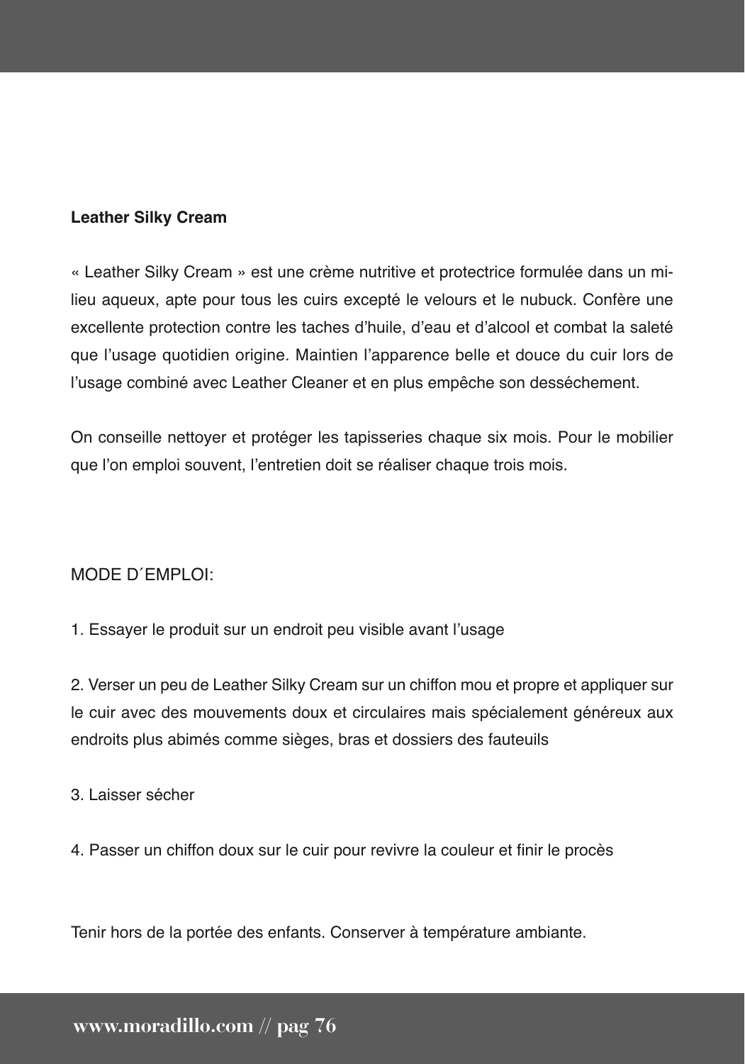**Leather Silky Cream**

« Leather Silky Cream » est une crème nutritive et protectrice formulée dans un milieu aqueux, apte pour tous les cuirs excepté le velours et le nubuck. Confère une excellente protection contre les taches d'huile, d'eau et d'alcool et combat la saleté que l'usage quotidien origine. Maintien l'apparence belle et douce du cuir lors de l'usage combiné avec Leather Cleaner et en plus empêche son desséchement.

On conseille nettoyer et protéger les tapisseries chaque six mois. Pour le mobilier que l'on emploi souvent, l'entretien doit se réaliser chaque trois mois.

MODE D´EMPLOI:

1. Essayer le produit sur un endroit peu visible avant l'usage

2. Verser un peu de Leather Silky Cream sur un chiffon mou et propre et appliquer sur le cuir avec des mouvements doux et circulaires mais spécialement généreux aux endroits plus abimés comme sièges, bras et dossiers des fauteuils

3. Laisser sécher

4. Passer un chiffon doux sur le cuir pour revivre la couleur et finir le procès

Tenir hors de la portée des enfants. Conserver à température ambiante.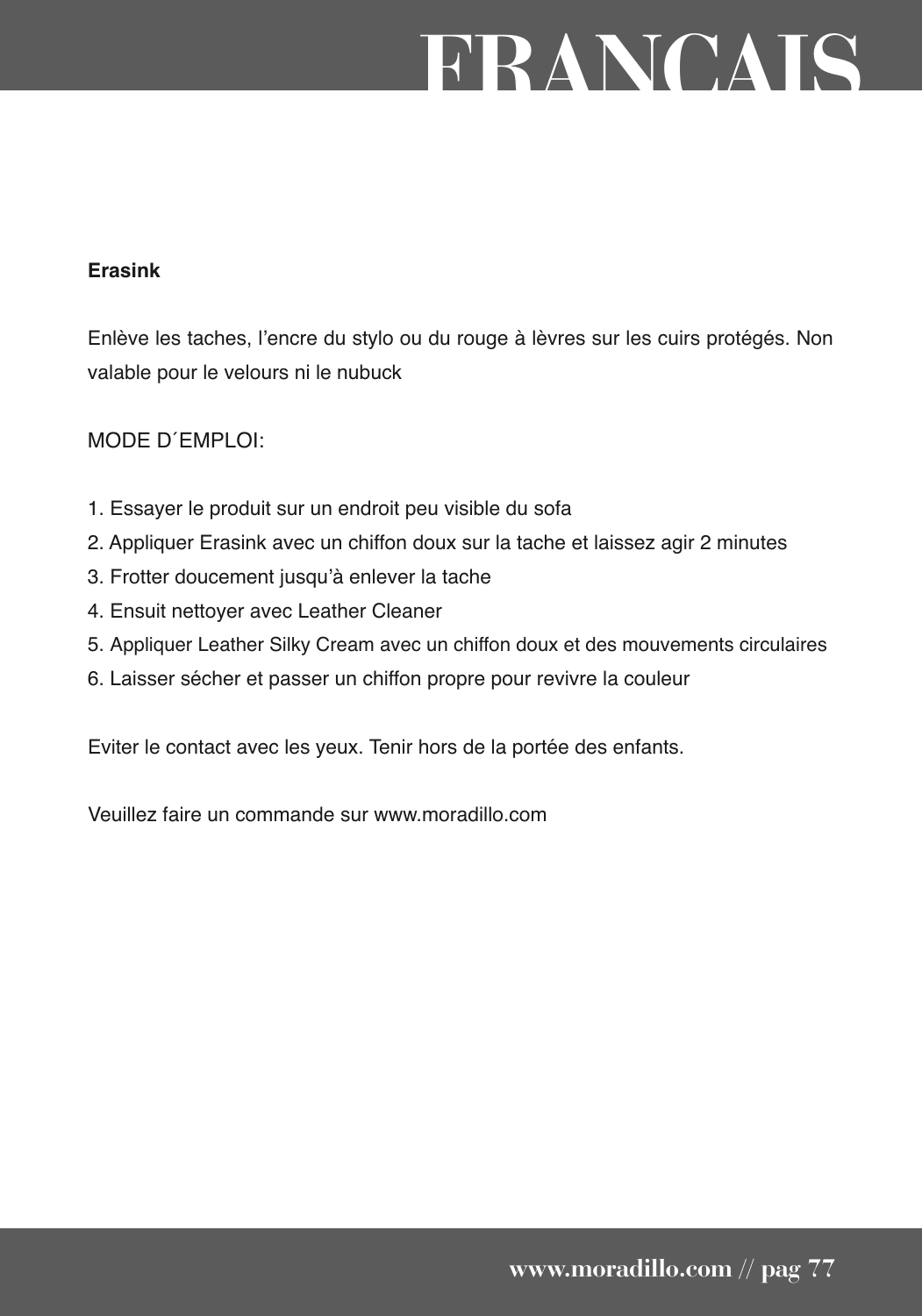# FRANCAIS

**Erasink**

Enlève les taches, l'encre du stylo ou du rouge à lèvres sur les cuirs protégés. Non valable pour le velours ni le nubuck

MODE D´EMPLOI:

1. Essayer le produit sur un endroit peu visible du sofa
2. Appliquer Erasink avec un chiffon doux sur la tache et laissez agir 2 minutes
3. Frotter doucement jusqu'à enlever la tache
4. Ensuit nettoyer avec Leather Cleaner
5. Appliquer Leather Silky Cream avec un chiffon doux et des mouvements circulaires
6. Laisser sécher et passer un chiffon propre pour revivre la couleur

Eviter le contact avec les yeux. Tenir hors de la portée des enfants.

Veuillez faire un commande sur www.moradillo.com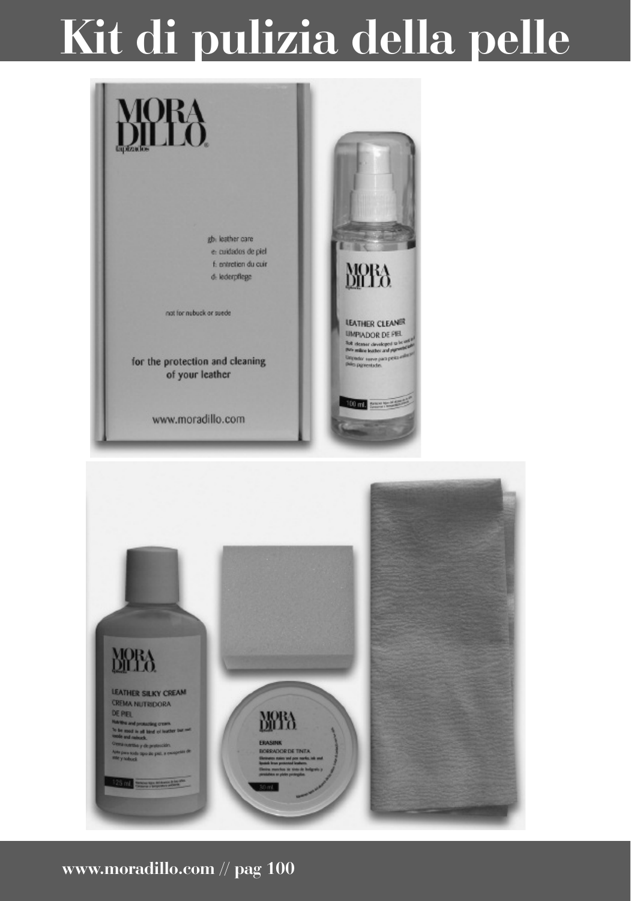# Kit di pulizia della pelle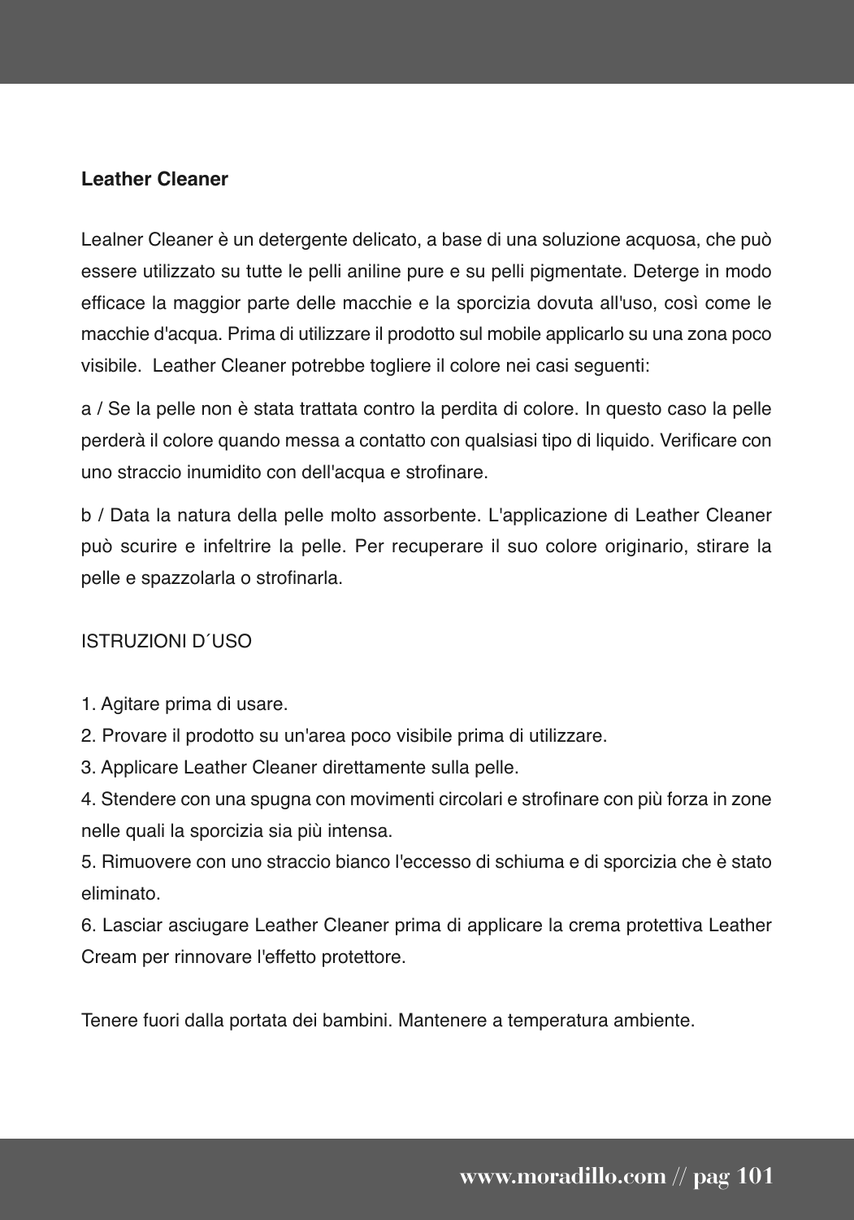## Leather Cleaner

Lealner Cleaner è un detergente delicato, a base di una soluzione acquosa, che può essere utilizzato su tutte le pelli aniline pure e su pelli pigmentate. Deterge in modo efficace la maggior parte delle macchie e la sporcizia dovuta all'uso, così come le macchie d'acqua. Prima di utilizzare il prodotto sul mobile applicarlo su una zona poco visibile.  Leather Cleaner potrebbe togliere il colore nei casi seguenti:

a / Se la pelle non è stata trattata contro la perdita di colore. In questo caso la pelle perderà il colore quando messa a contatto con qualsiasi tipo di liquido. Verificare con uno straccio inumidito con dell'acqua e strofinare.

b / Data la natura della pelle molto assorbente. L'applicazione di Leather Cleaner può scurire e infeltrire la pelle. Per recuperare il suo colore originario, stirare la pelle e spazzolarla o strofinarla.

ISTRUZIONI D´USO

1. Agitare prima di usare.
2. Provare il prodotto su un'area poco visibile prima di utilizzare.
3. Applicare Leather Cleaner direttamente sulla pelle.
4. Stendere con una spugna con movimenti circolari e strofinare con più forza in zone nelle quali la sporcizia sia più intensa.
5. Rimuovere con uno straccio bianco l'eccesso di schiuma e di sporcizia che è stato eliminato.
6. Lasciar asciugare Leather Cleaner prima di applicare la crema protettiva Leather Cream per rinnovare l'effetto protettore.

Tenere fuori dalla portata dei bambini. Mantenere a temperatura ambiente.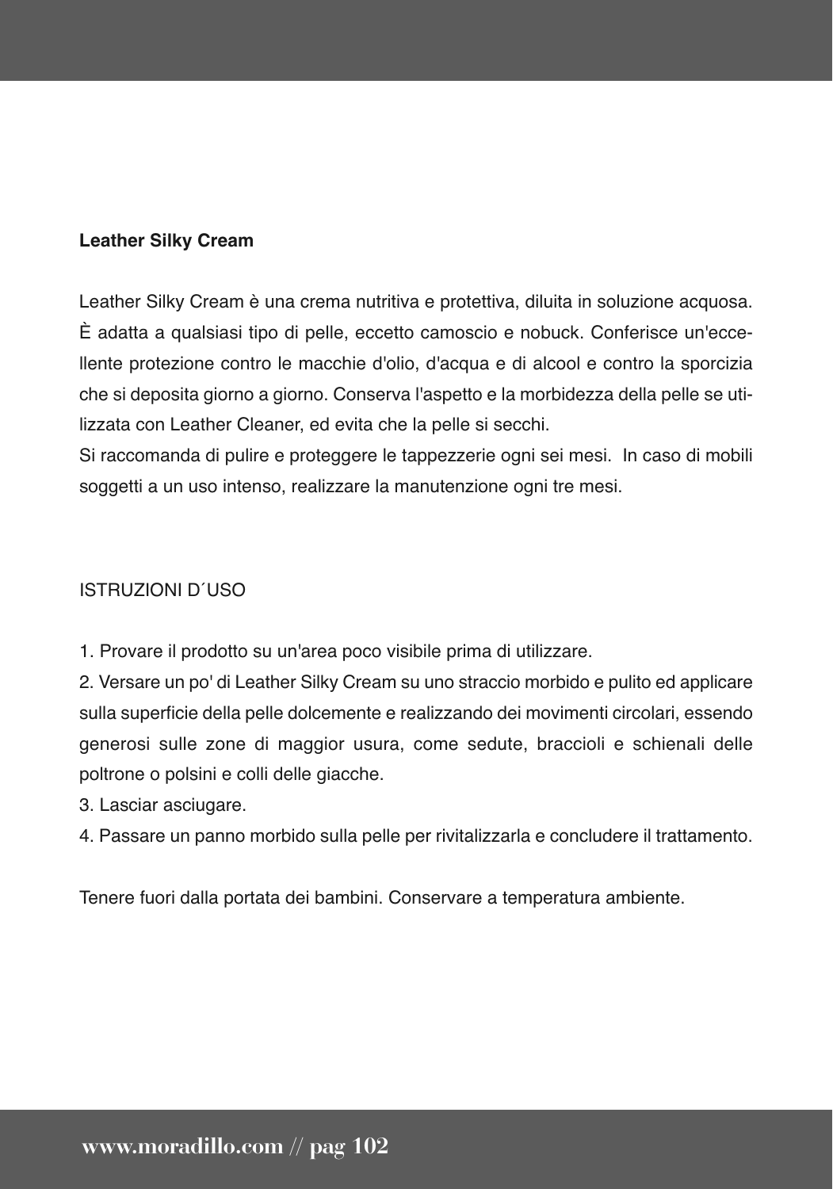**Leather Silky Cream**

Leather Silky Cream è una crema nutritiva e protettiva, diluita in soluzione acquosa. È adatta a qualsiasi tipo di pelle, eccetto camoscio e nobuck. Conferisce un'eccellente protezione contro le macchie d'olio, d'acqua e di alcool e contro la sporcizia che si deposita giorno a giorno. Conserva l'aspetto e la morbidezza della pelle se utilizzata con Leather Cleaner, ed evita che la pelle si secchi.
Si raccomanda di pulire e proteggere le tappezzerie ogni sei mesi. In caso di mobili soggetti a un uso intenso, realizzare la manutenzione ogni tre mesi.

ISTRUZIONI D´USO

1. Provare il prodotto su un'area poco visibile prima di utilizzare.
2. Versare un po' di Leather Silky Cream su uno straccio morbido e pulito ed applicare sulla superficie della pelle dolcemente e realizzando dei movimenti circolari, essendo generosi sulle zone di maggior usura, come sedute, braccioli e schienali delle poltrone o polsini e colli delle giacche.
3. Lasciar asciugare.
4. Passare un panno morbido sulla pelle per rivitalizzarla e concludere il trattamento.

Tenere fuori dalla portata dei bambini. Conservare a temperatura ambiente.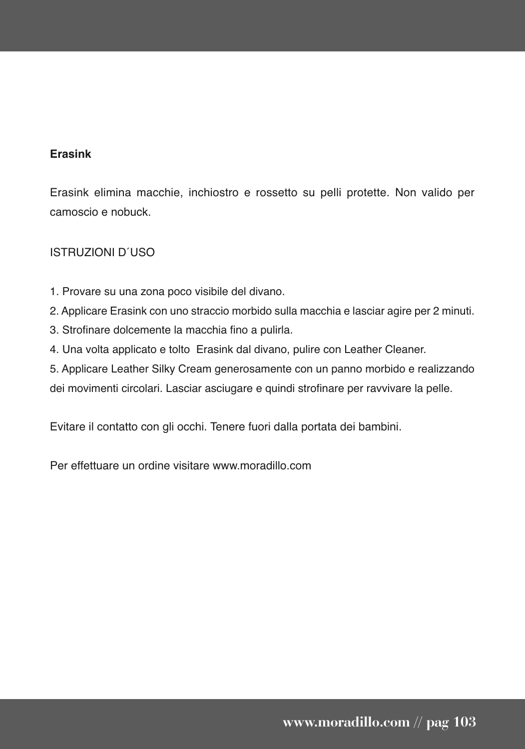**Erasink**

Erasink elimina macchie, inchiostro e rossetto su pelli protette. Non valido per camoscio e nobuck.

ISTRUZIONI D´USO

1. Provare su una zona poco visibile del divano.
2. Applicare Erasink con uno straccio morbido sulla macchia e lasciar agire per 2 minuti.
3. Strofinare dolcemente la macchia fino a pulirla.
4. Una volta applicato e tolto Erasink dal divano, pulire con Leather Cleaner.
5. Applicare Leather Silky Cream generosamente con un panno morbido e realizzando dei movimenti circolari. Lasciar asciugare e quindi strofinare per ravvivare la pelle.

Evitare il contatto con gli occhi. Tenere fuori dalla portata dei bambini.

Per effettuare un ordine visitare www.moradillo.com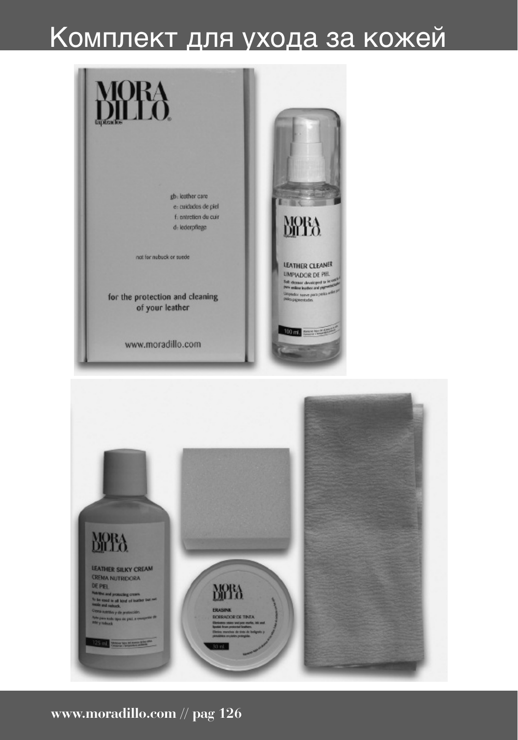# Комплект для ухода за кожей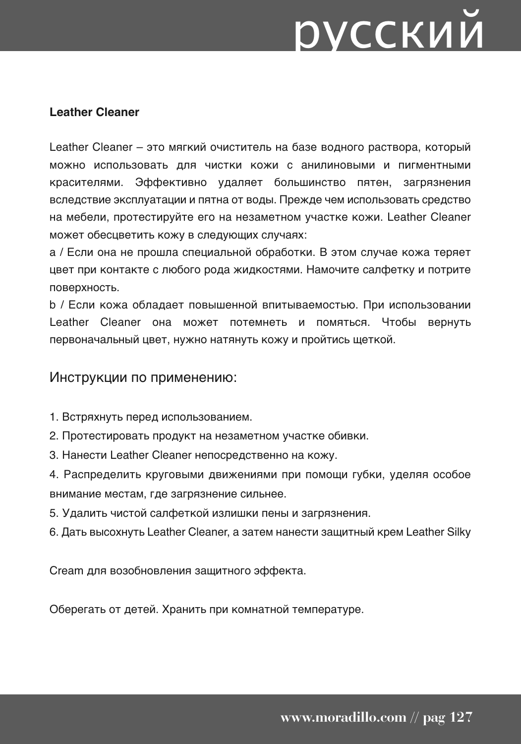## Leather Cleaner

Leather Cleaner – это мягкий очиститель на базе водного раствора, который можно использовать для чистки кожи с анилиновыми и пигментными красителями. Эффективно удаляет большинство пятен, загрязнения вследствие эксплуатации и пятна от воды. Прежде чем использовать средство на мебели, протестируйте его на незаметном участке кожи. Leather Cleaner может обесцветить кожу в следующих случаях:

a / Если она не прошла специальной обработки. В этом случае кожа теряет цвет при контакте с любого рода жидкостями. Намочите салфетку и потрите поверхность.

b / Если кожа обладает повышенной впитываемостью. При использовании Leather Cleaner она может потемнеть и помяться. Чтобы вернуть первоначальный цвет, нужно натянуть кожу и пройтись щеткой.

### Инструкции по применению:

1. Встряхнуть перед использованием.
2. Протестировать продукт на незаметном участке обивки.
3. Нанести Leather Cleaner непосредственно на кожу.
4. Распределить круговыми движениями при помощи губки, уделяя особое внимание местам, где загрязнение сильнее.
5. Удалить чистой салфеткой излишки пены и загрязнения.
6. Дать высохнуть Leather Cleaner, а затем нанести защитный крем Leather Silky

Cream для возобновления защитного эффекта.

Оберегать от детей. Хранить при комнатной температуре.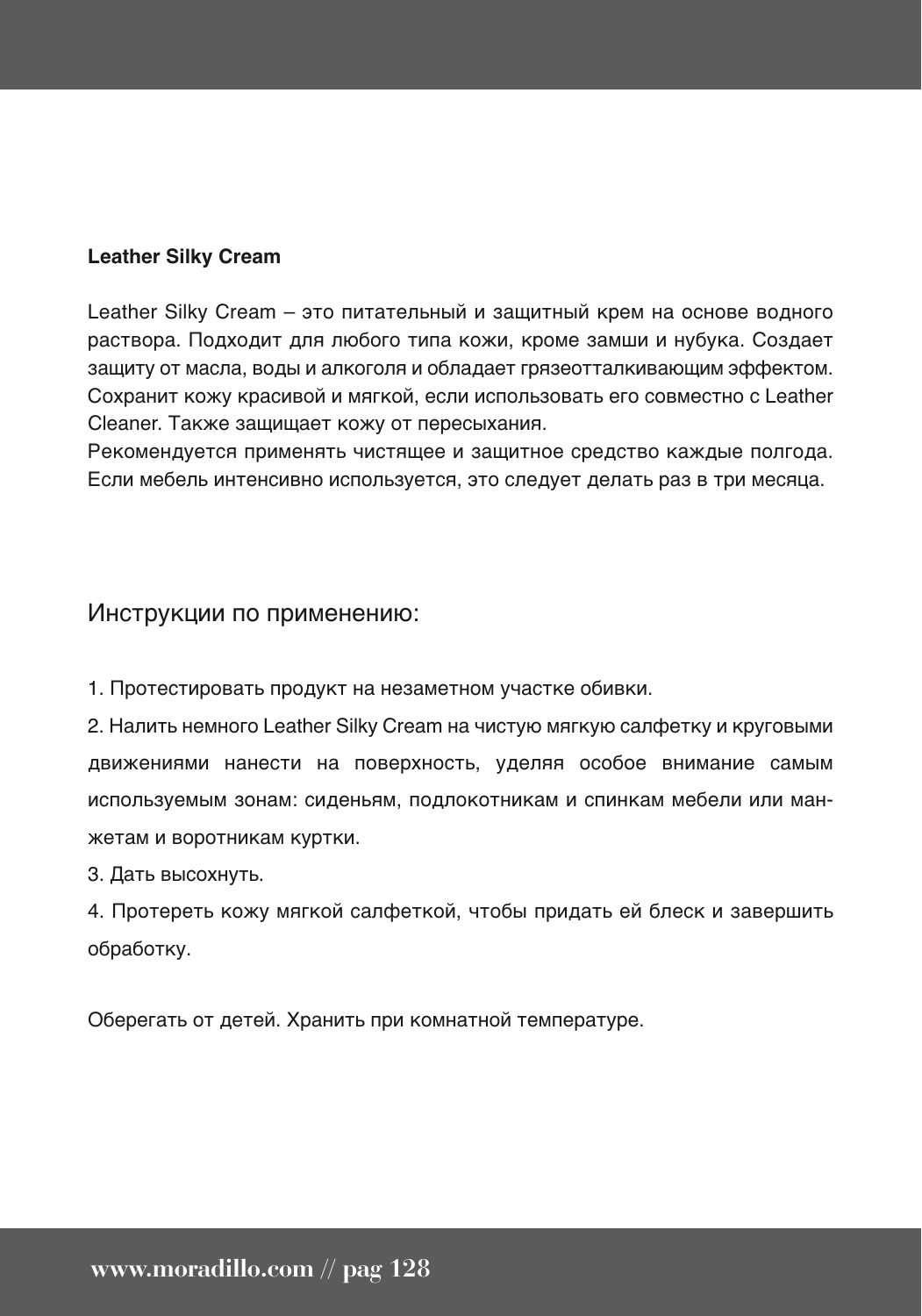### Leather Silky Cream

Leather Silky Cream – это питательный и защитный крем на основе водного раствора. Подходит для любого типа кожи, кроме замши и нубука. Создает защиту от масла, воды и алкоголя и обладает грязеотталкивающим эффектом. Сохранит кожу красивой и мягкой, если использовать его совместно с Leather Cleaner. Также защищает кожу от пересыхания.
Рекомендуется применять чистящее и защитное средство каждые полгода. Если мебель интенсивно используется, это следует делать раз в три месяца.

## Инструкции по применению:

1. Протестировать продукт на незаметном участке обивки.
2. Налить немного Leather Silky Cream на чистую мягкую салфетку и круговыми движениями нанести на поверхность, уделяя особое внимание самым используемым зонам: сиденьям, подлокотникам и спинкам мебели или манжетам и воротникам куртки.
3. Дать высохнуть.
4. Протереть кожу мягкой салфеткой, чтобы придать ей блеск и завершить обработку.

Оберегать от детей. Хранить при комнатной температуре.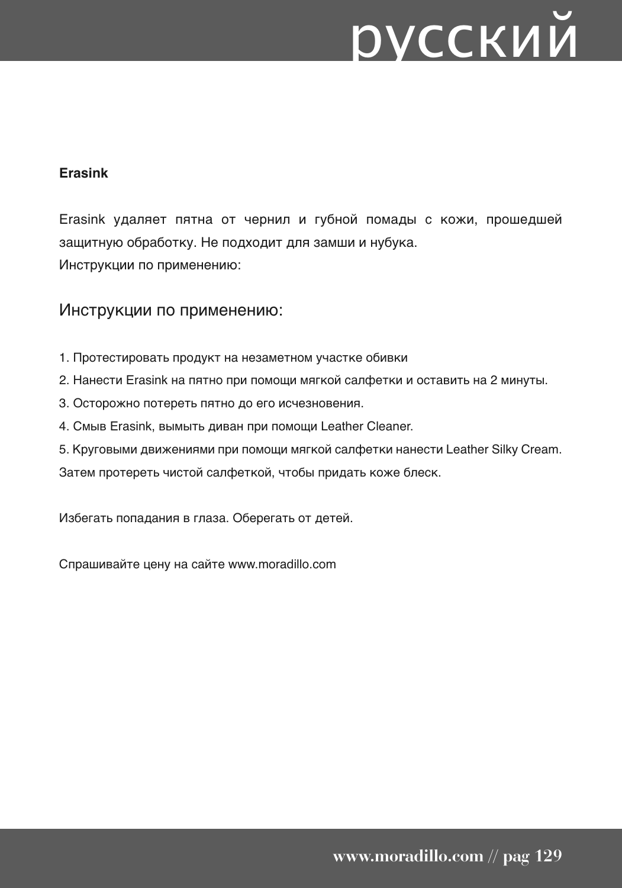**Erasink**

Erasink удаляет пятна от чернил и губной помады с кожи, прошедшей защитную обработку. Не подходит для замши и нубука.
Инструкции по применению:

## Инструкции по применению:

1. Протестировать продукт на незаметном участке обивки
2. Нанести Erasink на пятно при помощи мягкой салфетки и оставить на 2 минуты.
3. Осторожно потереть пятно до его исчезновения.
4. Смыв Erasink, вымыть диван при помощи Leather Cleaner.
5. Круговыми движениями при помощи мягкой салфетки нанести Leather Silky Cream.

Затем протереть чистой салфеткой, чтобы придать коже блеск.

Избегать попадания в глаза. Оберегать от детей.

Спрашивайте цену на сайте www.moradillo.com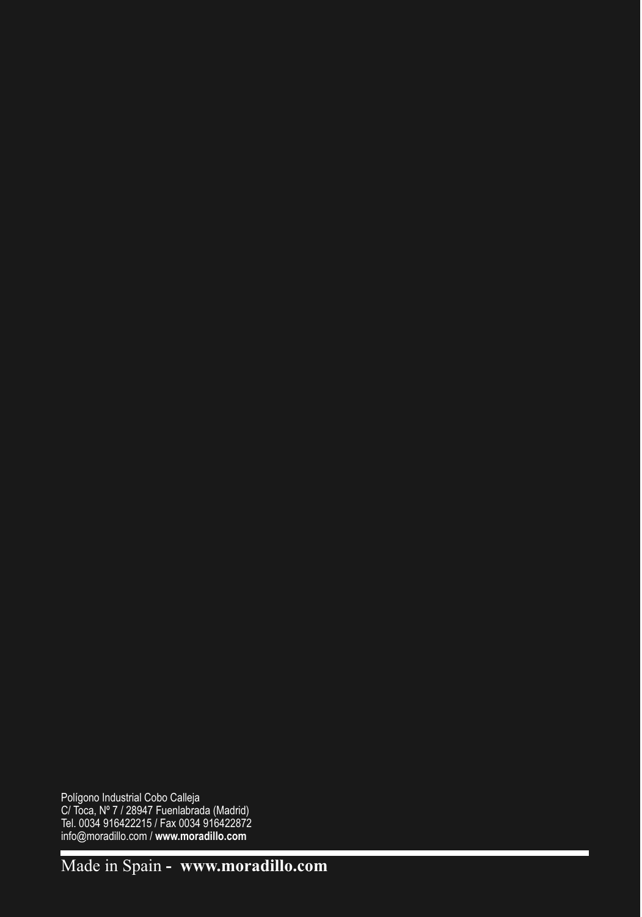Polígono Industrial Cobo Calleja
C/ Toca, Nº 7 / 28947 Fuenlabrada (Madrid)
Tel. 0034 916422215 / Fax 0034 916422872
info@moradillo.com / **www.moradillo.com**

Made in Spain - **www.moradillo.com**